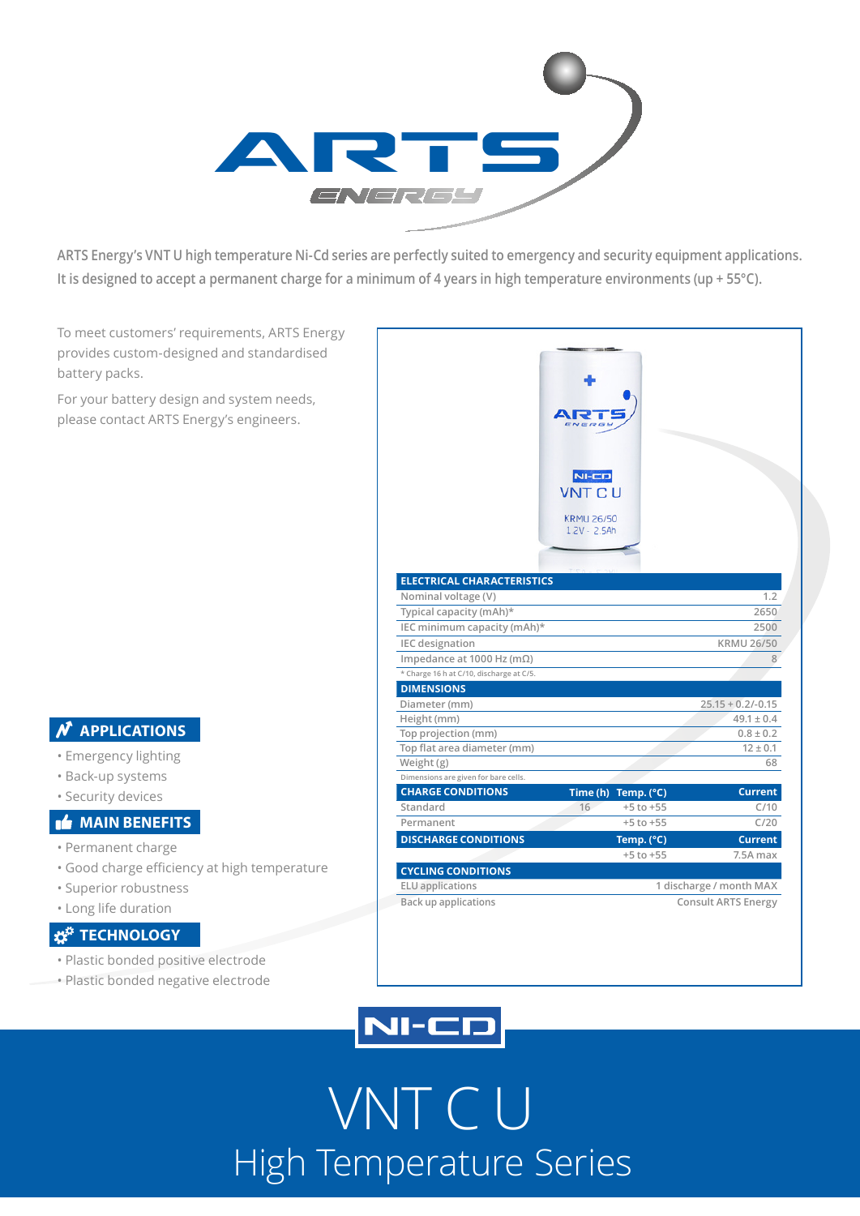ARTS Energy's VNT U high temperature Ni-Cd series are perfectly suited to emergency and security equipment applications. It is designed to accept a permanent charge for a minimum of 4 years in high temperature environments (up + 55°C).

To meet customers' requirements, ARTS Energy provides custom-designed and standardised battery packs.

For your battery design and system needs, please contact ARTS Energy's engineers.

## APPLICATIONS

- Emergency lighting
- Back-up systems
- Security devices

## MAIN BENEFITS

- Permanent charge
- Good charge efficiency at high temperature
- Superior robustness
- Long life duration

## TECHNOLOGY

- Plastic bonded positive electrode
- Plastic bonded negative electrode

| ELECTRICAL CHARACTERISTICS | |
|---|---|
| Nominal voltage (V) | 1.2 |
| Typical capacity (mAh)* | 2650 |
| IEC minimum capacity (mAh)* | 2500 |
| IEC designation | KRMU 26/50 |
| Impedance at 1000 Hz (mΩ) | 8 |

\* Charge 16 h at C/10, discharge at C/5.

| DIMENSIONS | |
|---|---|
| Diameter (mm) | 25.15 + 0.2/-0.15 |
| Height (mm) | 49.1 ± 0.4 |
| Top projection (mm) | 0.8 ± 0.2 |
| Top flat area diameter (mm) | 12 ± 0.1 |
| Weight (g) | 68 |

Dimensions are given for bare cells.

| CHARGE CONDITIONS | Time (h) | Temp. (°C) | Current |
|---|---|---|---|
| Standard | 16 | +5 to +55 | C/10 |
| Permanent | | +5 to +55 | C/20 |

| DISCHARGE CONDITIONS | Temp. (°C) | Current |
|---|---|---|
| | +5 to +55 | 7.5A max |

| CYCLING CONDITIONS | |
|---|---|
| ELU applications | 1 discharge / month MAX |
| Back up applications | Consult ARTS Energy |

NI-CD

# VNT C U

## High Temperature Series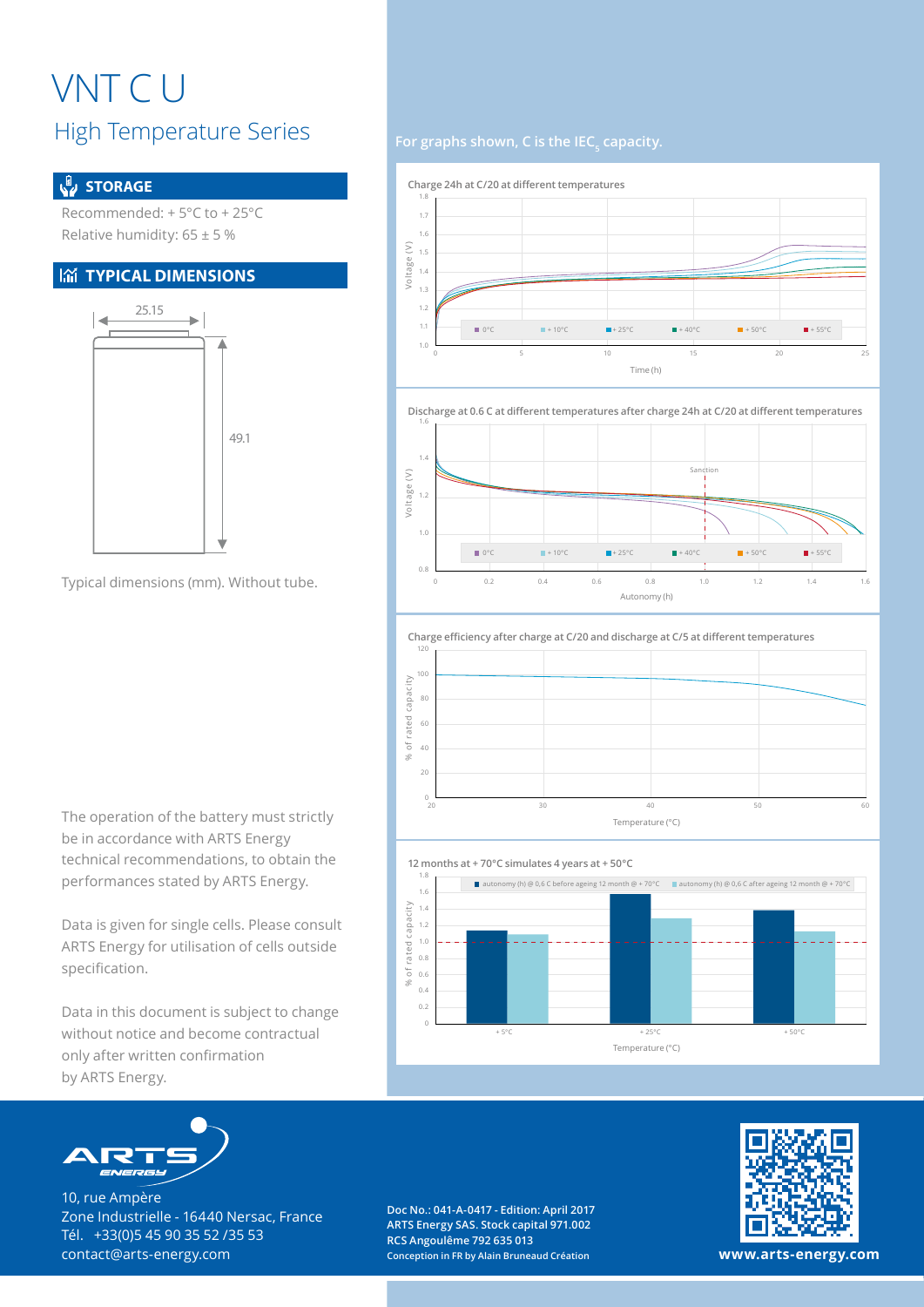# VNT C U

## High Temperature Series

### STORAGE

Recommended: + 5°C to + 25°C
Relative humidity: 65 ± 5 %

### TYPICAL DIMENSIONS

25.15

49.1

Typical dimensions (mm). Without tube.

The operation of the battery must strictly be in accordance with ARTS Energy technical recommendations, to obtain the performances stated by ARTS Energy.

Data is given for single cells. Please consult ARTS Energy for utilisation of cells outside specification.

Data in this document is subject to change without notice and become contractual only after written confirmation by ARTS Energy.

**For graphs shown, C is the $IEC_5$ capacity.**

Charge 24h at C/20 at different temperatures

Voltage (V)
1.8
1.7
1.6
1.5
1.4
1.3
1.2
1.1
1.0
0
5
10
15
20
25
Time (h)
0°C
+ 10°C
+ 25°C
+ 40°C
+ 50°C
+ 55°C

Discharge at 0.6 C at different temperatures after charge 24h at C/20 at different temperatures

Voltage (V)
1.6
1.4
1.2
1.0
0.8
0
0.2
0.4
0.6
0.8
1.0
1.2
1.4
1.6
Autonomy (h)
Sanction
0°C
+ 10°C
+ 25°C
+ 40°C
+ 50°C
+ 55°C

Charge efficiency after charge at C/20 and discharge at C/5 at different temperatures

% of rated capacity
120
100
80
60
40
20
0
20
30
40
50
60
Temperature (°C)

12 months at + 70°C simulates 4 years at + 50°C

% of rated capacity
1.8
1.6
1.4
1.2
1.0
0.8
0.6
0.4
0.2
0
+ 5°C
+ 25°C
+ 50°C
Temperature (°C)
autonomy (h) @ 0,6 C before ageing 12 month @ + 70°C
autonomy (h) @ 0,6 C after ageing 12 month @ + 70°C

ARTS ENERGY

10, rue Ampère
Zone Industrielle - 16440 Nersac, France
Tél. +33(0)5 45 90 35 52 /35 53
contact@arts-energy.com

**Doc No.: 041-A-0417 - Edition: April 2017**
**ARTS Energy SAS. Stock capital 971.002**
**RCS Angoulême 792 635 013**
**Conception in FR by Alain Bruneaud Création**

**www.arts-energy.com**